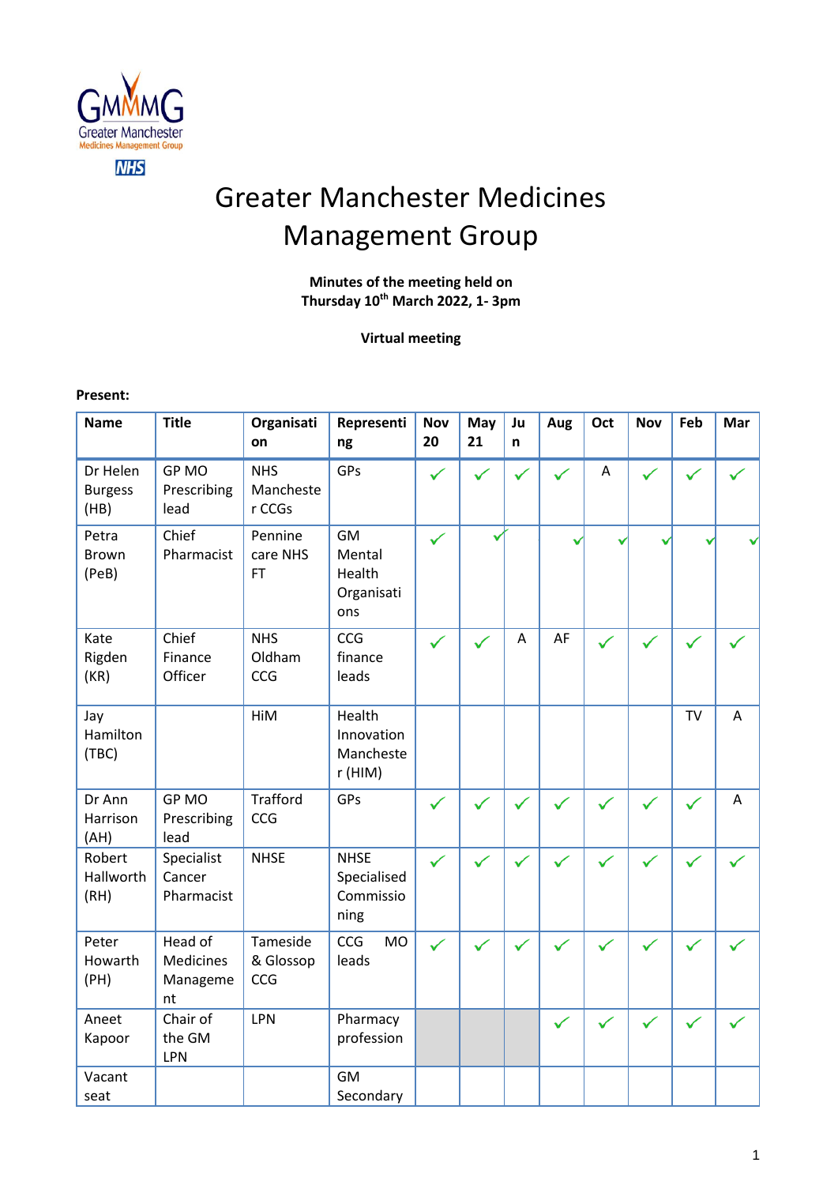# Greater Manchester Medicines Management Group

**Minutes of the meeting held on**
**Thursday 10th March 2022, 1- 3pm**

**Virtual meeting**

**Present:**

| Name | Title | Organisation | Representing | Nov 20 | May 21 | Jun | Aug | Oct | Nov | Feb | Mar |
|---|---|---|---|---|---|---|---|---|---|---|---|
| Dr Helen Burgess (HB) | GP MO Prescribing lead | NHS Manchester CCGs | GPs | ✓ | ✓ | ✓ | ✓ | A | ✓ | ✓ | ✓ |
| Petra Brown (PeB) | Chief Pharmacist | Pennine care NHS FT | GM Mental Health Organisations | ✓ | ✓ | | ✓ | ✓ | ✓ | ✓ | ✓ |
| Kate Rigden (KR) | Chief Finance Officer | NHS Oldham CCG | CCG finance leads | ✓ | ✓ | A | AF | ✓ | ✓ | ✓ | ✓ |
| Jay Hamilton (TBC) | | HiM | Health Innovation Manchester (HIM) | | | | | | | TV | A |
| Dr Ann Harrison (AH) | GP MO Prescribing lead | Trafford CCG | GPs | ✓ | ✓ | ✓ | ✓ | ✓ | ✓ | ✓ | A |
| Robert Hallworth (RH) | Specialist Cancer Pharmacist | NHSE | NHSE Specialised Commissioning | ✓ | ✓ | ✓ | ✓ | ✓ | ✓ | ✓ | ✓ |
| Peter Howarth (PH) | Head of Medicines Management | Tameside & Glossop CCG | CCG MO leads | ✓ | ✓ | ✓ | ✓ | ✓ | ✓ | ✓ | ✓ |
| Aneet Kapoor | Chair of the GM LPN | LPN | Pharmacy profession | | | | ✓ | ✓ | ✓ | ✓ | ✓ |
| Vacant seat | | | GM Secondary | | | | | | | | |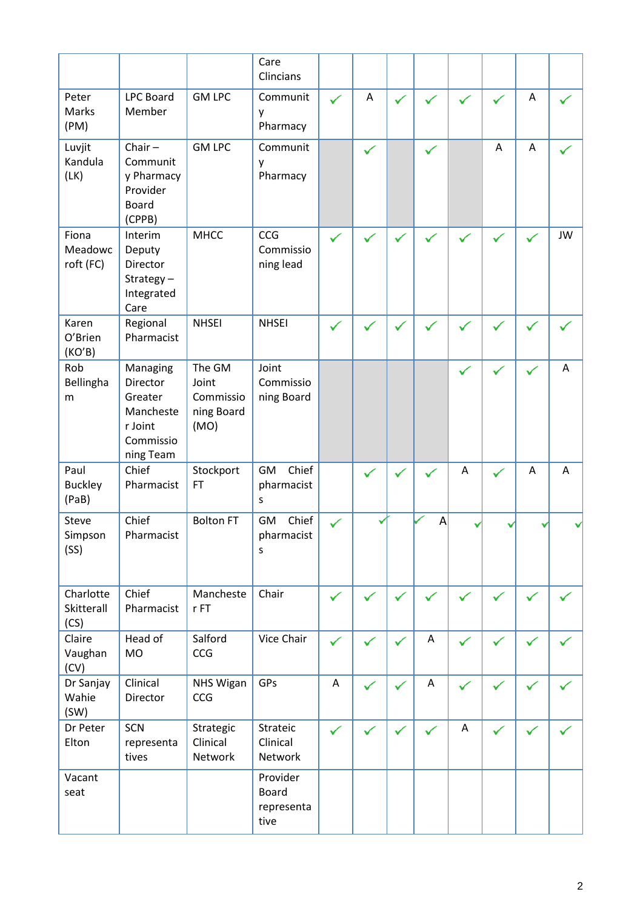| | | | | | | | | | | | |
|---|---|---|---|---|---|---|---|---|---|---|---|
| | | | Care Clincians | | | | | | | | |
| Peter Marks (PM) | LPC Board Member | GM LPC | Community Pharmacy | ✓ | A | ✓ | ✓ | ✓ | ✓ | A | ✓ |
| Luvjit Kandula (LK) | Chair – Community Pharmacy Provider Board (CPPB) | GM LPC | Community Pharmacy | | ✓ | | ✓ | | A | A | ✓ |
| Fiona Meadowcroft (FC) | Interim Deputy Director Strategy – Integrated Care | MHCC | CCG Commissioning lead | ✓ | ✓ | ✓ | ✓ | ✓ | ✓ | ✓ | JW |
| Karen O'Brien (KO'B) | Regional Pharmacist | NHSEI | NHSEI | ✓ | ✓ | ✓ | ✓ | ✓ | ✓ | ✓ | ✓ |
| Rob Bellingham | Managing Director Greater Manchester Joint Commissioning Team | The GM Joint Commissioning Board (MO) | Joint Commissioning Board | | | | | ✓ | ✓ | ✓ | A |
| Paul Buckley (PaB) | Chief Pharmacist | Stockport FT | GM Chief pharmacists | | ✓ | ✓ | ✓ | A | ✓ | A | A |
| Steve Simpson (SS) | Chief Pharmacist | Bolton FT | GM Chief pharmacists | ✓ | ✓ | | ✓ A | ✓ | ✓ | ✓ | ✓ |
| Charlotte Skitterall (CS) | Chief Pharmacist | Manchester FT | Chair | ✓ | ✓ | ✓ | ✓ | ✓ | ✓ | ✓ | ✓ |
| Claire Vaughan (CV) | Head of MO | Salford CCG | Vice Chair | ✓ | ✓ | ✓ | A | ✓ | ✓ | ✓ | ✓ |
| Dr Sanjay Wahie (SW) | Clinical Director | NHS Wigan CCG | GPs | A | ✓ | ✓ | A | ✓ | ✓ | ✓ | ✓ |
| Dr Peter Elton | SCN representatives | Strategic Clinical Network | Strateic Clinical Network | ✓ | ✓ | ✓ | ✓ | A | ✓ | ✓ | ✓ |
| Vacant seat | | | Provider Board representative | | | | | | | | |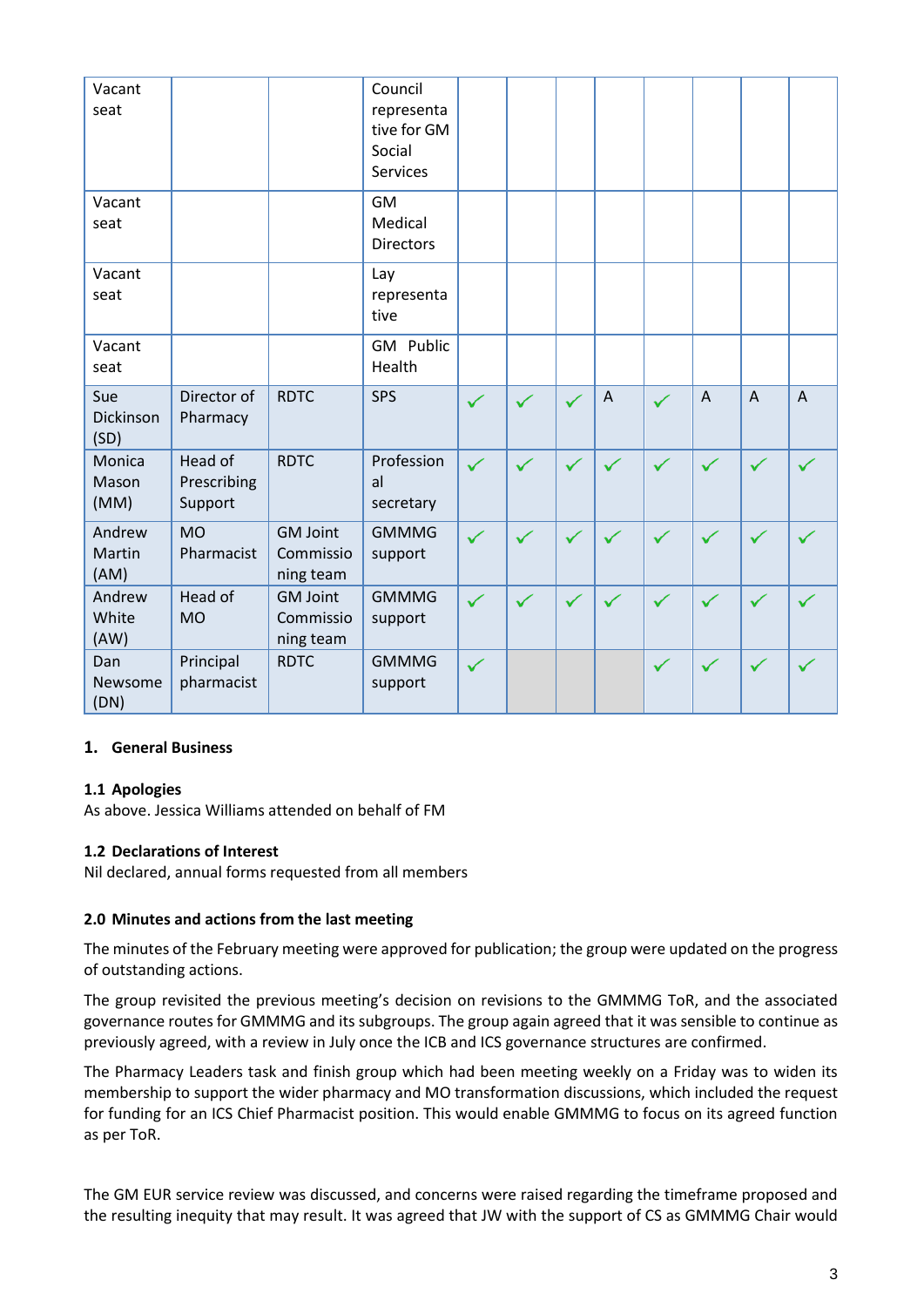| | | | | | | | | | | | |
|---|---|---|---|---|---|---|---|---|---|---|---|
| Vacant seat | | | Council representative for GM Social Services | | | | | | | | |
| Vacant seat | | | GM Medical Directors | | | | | | | | |
| Vacant seat | | | Lay representative | | | | | | | | |
| Vacant seat | | | GM Public Health | | | | | | | | |
| Sue Dickinson (SD) | Director of Pharmacy | RDTC | SPS | ✓ | ✓ | ✓ | A | ✓ | A | A | A |
| Monica Mason (MM) | Head of Prescribing Support | RDTC | Professional secretary | ✓ | ✓ | ✓ | ✓ | ✓ | ✓ | ✓ | ✓ |
| Andrew Martin (AM) | MO Pharmacist | GM Joint Commissioning team | GMMMG support | ✓ | ✓ | ✓ | ✓ | ✓ | ✓ | ✓ | ✓ |
| Andrew White (AW) | Head of MO | GM Joint Commissioning team | GMMMG support | ✓ | ✓ | ✓ | ✓ | ✓ | ✓ | ✓ | ✓ |
| Dan Newsome (DN) | Principal pharmacist | RDTC | GMMMG support | ✓ | | | | ✓ | ✓ | ✓ | ✓ |

## 1. General Business

### 1.1 Apologies

As above. Jessica Williams attended on behalf of FM

### 1.2 Declarations of Interest

Nil declared, annual forms requested from all members

### 2.0 Minutes and actions from the last meeting

The minutes of the February meeting were approved for publication; the group were updated on the progress of outstanding actions.

The group revisited the previous meeting's decision on revisions to the GMMMG ToR, and the associated governance routes for GMMMG and its subgroups. The group again agreed that it was sensible to continue as previously agreed, with a review in July once the ICB and ICS governance structures are confirmed.

The Pharmacy Leaders task and finish group which had been meeting weekly on a Friday was to widen its membership to support the wider pharmacy and MO transformation discussions, which included the request for funding for an ICS Chief Pharmacist position. This would enable GMMMG to focus on its agreed function as per ToR.

The GM EUR service review was discussed, and concerns were raised regarding the timeframe proposed and the resulting inequity that may result. It was agreed that JW with the support of CS as GMMMG Chair would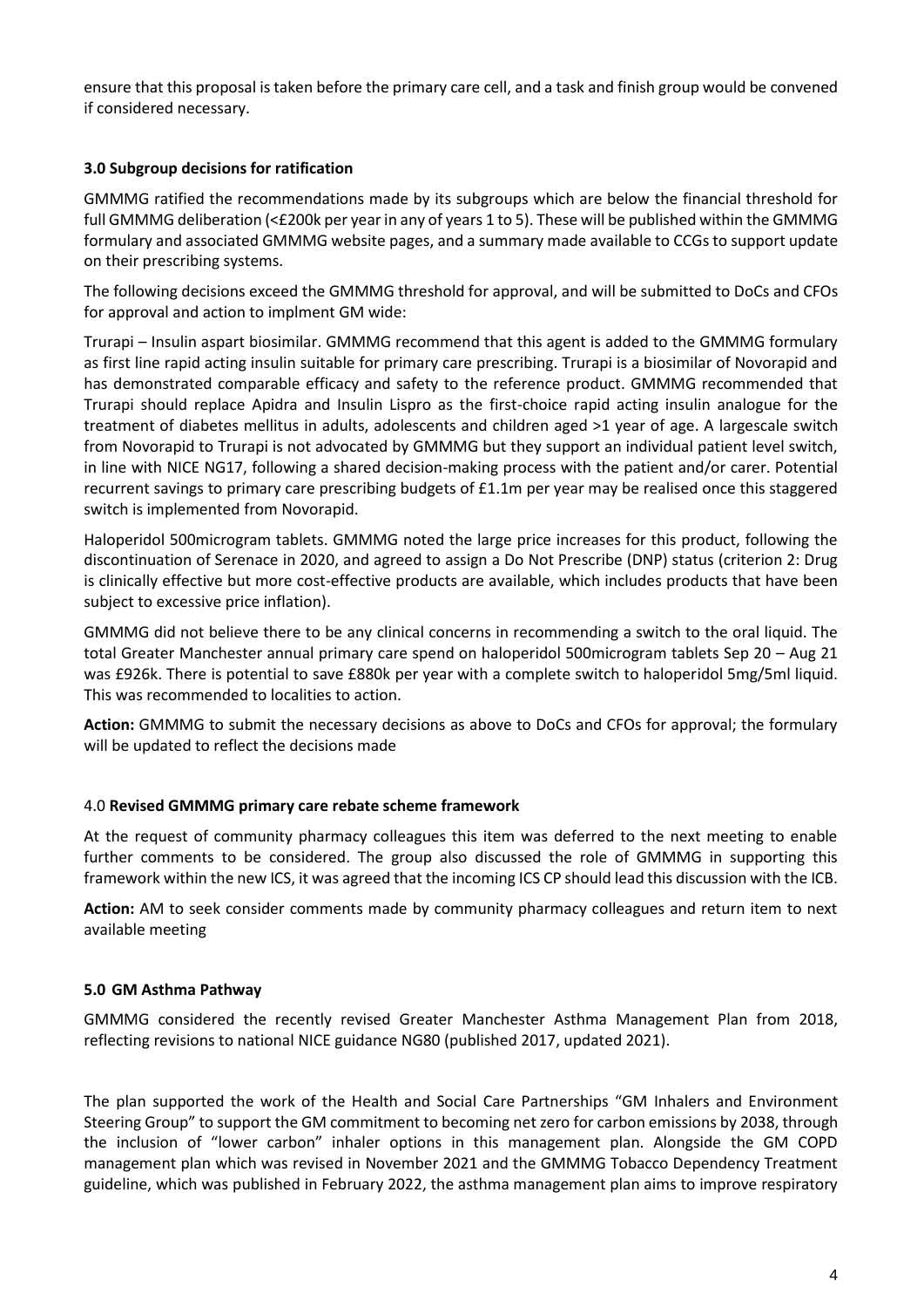ensure that this proposal is taken before the primary care cell, and a task and finish group would be convened if considered necessary.

### 3.0 Subgroup decisions for ratification

GMMMG ratified the recommendations made by its subgroups which are below the financial threshold for full GMMMG deliberation (<£200k per year in any of years 1 to 5). These will be published within the GMMMG formulary and associated GMMMG website pages, and a summary made available to CCGs to support update on their prescribing systems.

The following decisions exceed the GMMMG threshold for approval, and will be submitted to DoCs and CFOs for approval and action to implment GM wide:

Trurapi – Insulin aspart biosimilar. GMMMG recommend that this agent is added to the GMMMG formulary as first line rapid acting insulin suitable for primary care prescribing. Trurapi is a biosimilar of Novorapid and has demonstrated comparable efficacy and safety to the reference product. GMMMG recommended that Trurapi should replace Apidra and Insulin Lispro as the first-choice rapid acting insulin analogue for the treatment of diabetes mellitus in adults, adolescents and children aged >1 year of age. A largescale switch from Novorapid to Trurapi is not advocated by GMMMG but they support an individual patient level switch, in line with NICE NG17, following a shared decision-making process with the patient and/or carer. Potential recurrent savings to primary care prescribing budgets of £1.1m per year may be realised once this staggered switch is implemented from Novorapid.

Haloperidol 500microgram tablets. GMMMG noted the large price increases for this product, following the discontinuation of Serenace in 2020, and agreed to assign a Do Not Prescribe (DNP) status (criterion 2: Drug is clinically effective but more cost-effective products are available, which includes products that have been subject to excessive price inflation).

GMMMG did not believe there to be any clinical concerns in recommending a switch to the oral liquid. The total Greater Manchester annual primary care spend on haloperidol 500microgram tablets Sep 20 – Aug 21 was £926k. There is potential to save £880k per year with a complete switch to haloperidol 5mg/5ml liquid. This was recommended to localities to action.

**Action:** GMMMG to submit the necessary decisions as above to DoCs and CFOs for approval; the formulary will be updated to reflect the decisions made

### 4.0 Revised GMMMG primary care rebate scheme framework

At the request of community pharmacy colleagues this item was deferred to the next meeting to enable further comments to be considered. The group also discussed the role of GMMMG in supporting this framework within the new ICS, it was agreed that the incoming ICS CP should lead this discussion with the ICB.

**Action:** AM to seek consider comments made by community pharmacy colleagues and return item to next available meeting

### 5.0 GM Asthma Pathway

GMMMG considered the recently revised Greater Manchester Asthma Management Plan from 2018, reflecting revisions to national NICE guidance NG80 (published 2017, updated 2021).

The plan supported the work of the Health and Social Care Partnerships "GM Inhalers and Environment Steering Group" to support the GM commitment to becoming net zero for carbon emissions by 2038, through the inclusion of "lower carbon" inhaler options in this management plan. Alongside the GM COPD management plan which was revised in November 2021 and the GMMMG Tobacco Dependency Treatment guideline, which was published in February 2022, the asthma management plan aims to improve respiratory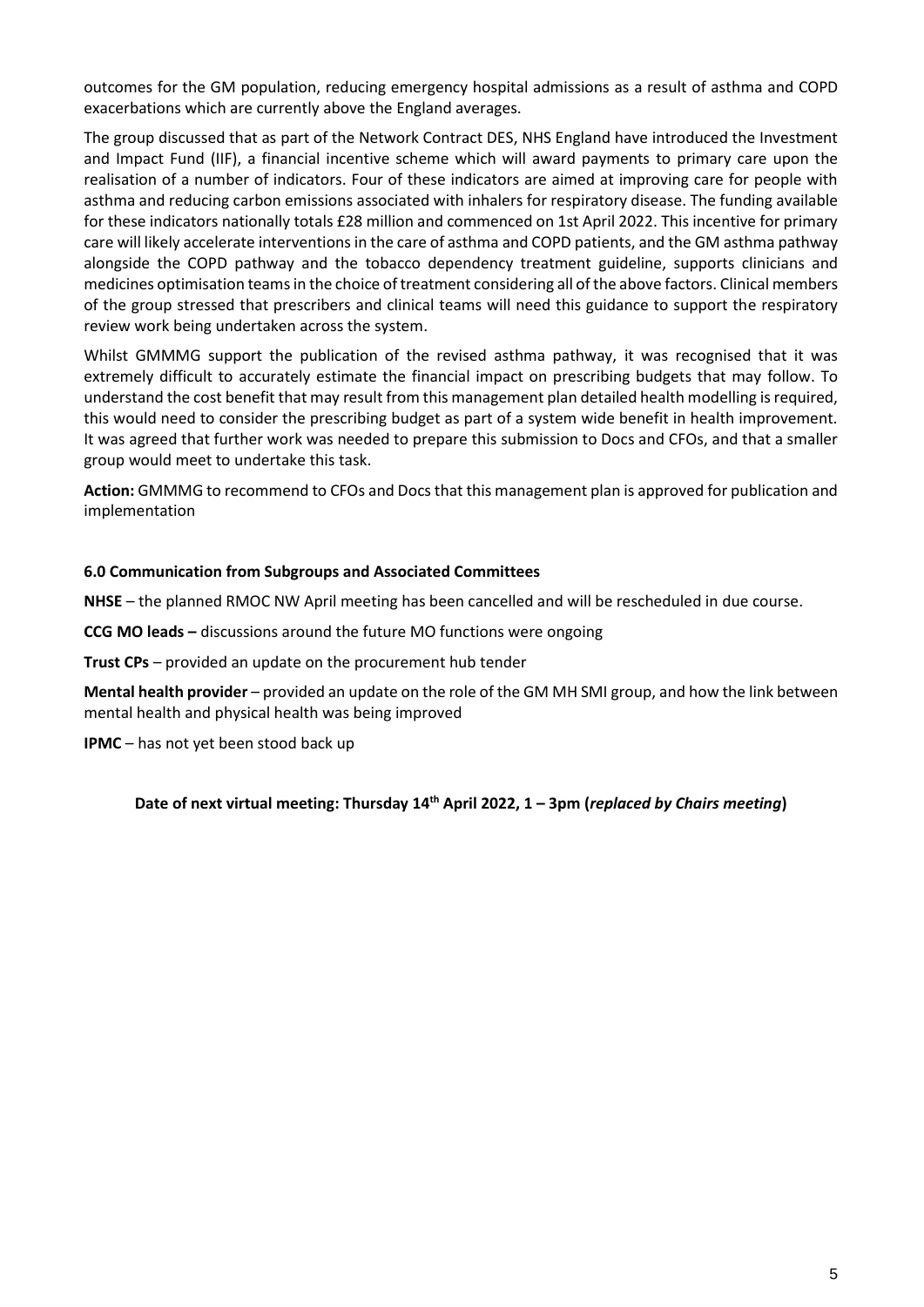outcomes for the GM population, reducing emergency hospital admissions as a result of asthma and COPD exacerbations which are currently above the England averages.

The group discussed that as part of the Network Contract DES, NHS England have introduced the Investment and Impact Fund (IIF), a financial incentive scheme which will award payments to primary care upon the realisation of a number of indicators. Four of these indicators are aimed at improving care for people with asthma and reducing carbon emissions associated with inhalers for respiratory disease. The funding available for these indicators nationally totals £28 million and commenced on 1st April 2022. This incentive for primary care will likely accelerate interventions in the care of asthma and COPD patients, and the GM asthma pathway alongside the COPD pathway and the tobacco dependency treatment guideline, supports clinicians and medicines optimisation teams in the choice of treatment considering all of the above factors. Clinical members of the group stressed that prescribers and clinical teams will need this guidance to support the respiratory review work being undertaken across the system.

Whilst GMMMG support the publication of the revised asthma pathway, it was recognised that it was extremely difficult to accurately estimate the financial impact on prescribing budgets that may follow. To understand the cost benefit that may result from this management plan detailed health modelling is required, this would need to consider the prescribing budget as part of a system wide benefit in health improvement. It was agreed that further work was needed to prepare this submission to Docs and CFOs, and that a smaller group would meet to undertake this task.

**Action:** GMMMG to recommend to CFOs and Docs that this management plan is approved for publication and implementation

**6.0 Communication from Subgroups and Associated Committees**

**NHSE** – the planned RMOC NW April meeting has been cancelled and will be rescheduled in due course.

**CCG MO leads –** discussions around the future MO functions were ongoing

**Trust CPs** – provided an update on the procurement hub tender

**Mental health provider** – provided an update on the role of the GM MH SMI group, and how the link between mental health and physical health was being improved

**IPMC** – has not yet been stood back up

**Date of next virtual meeting: Thursday 14th April 2022, 1 – 3pm (*replaced by Chairs meeting*)**